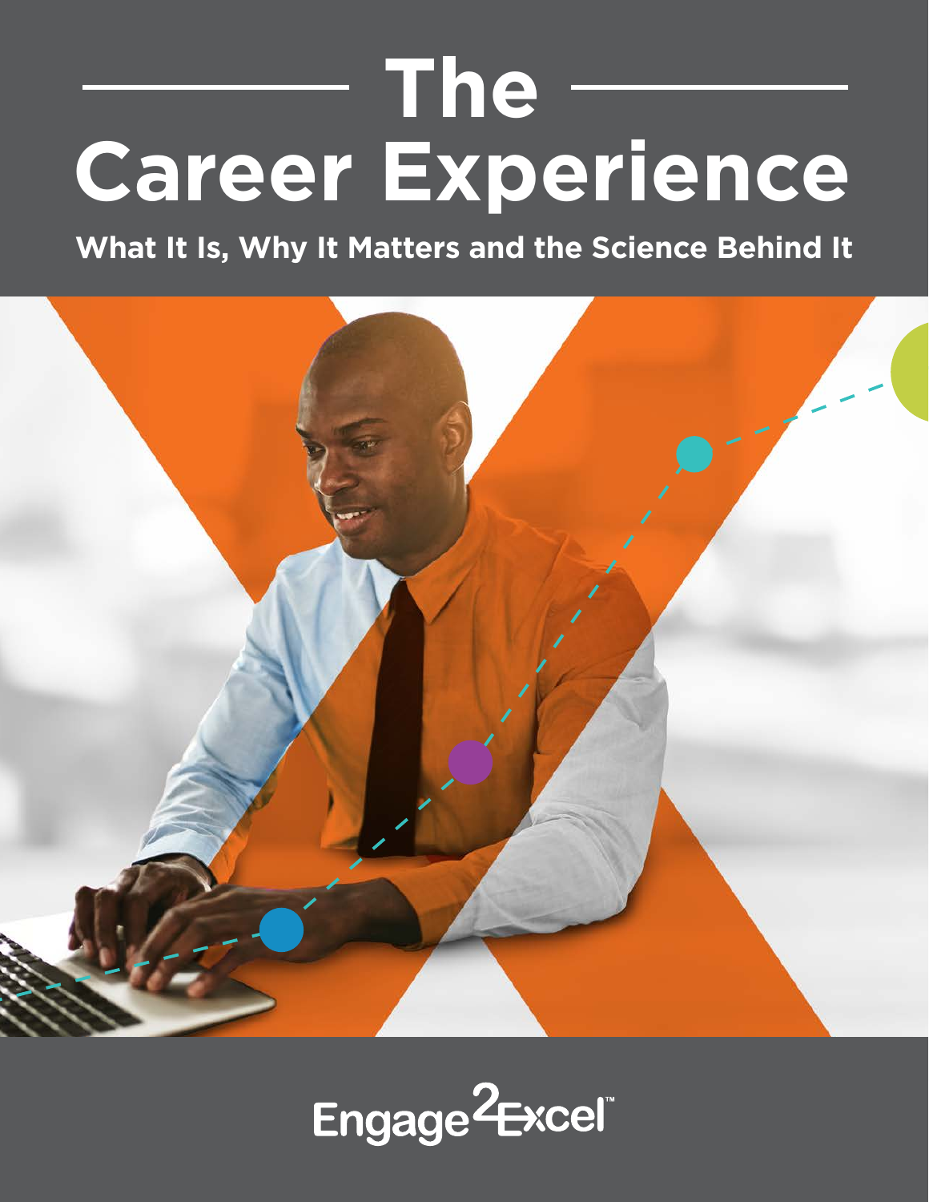# The Career Experience

**What It Is, Why It Matters and the Science Behind It**

Engage2Excel™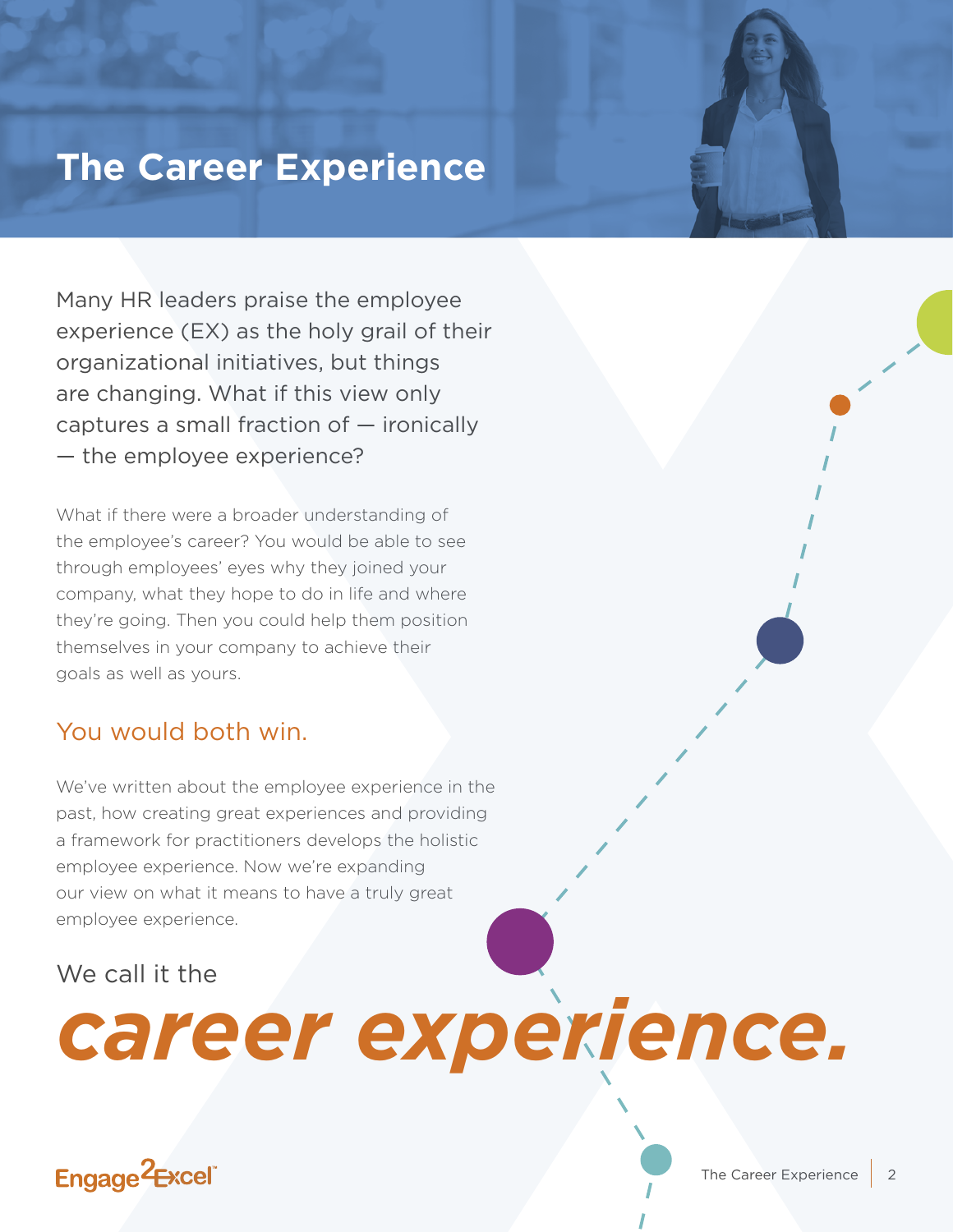# The Career Experience

Many HR leaders praise the employee experience (EX) as the holy grail of their organizational initiatives, but things are changing. What if this view only captures a small fraction of — ironically — the employee experience?

What if there were a broader understanding of the employee's career? You would be able to see through employees' eyes why they joined your company, what they hope to do in life and where they're going. Then you could help them position themselves in your company to achieve their goals as well as yours.

## You would both win.

We've written about the employee experience in the past, how creating great experiences and providing a framework for practitioners develops the holistic employee experience. Now we're expanding our view on what it means to have a truly great employee experience.

We call it the

***career experience.***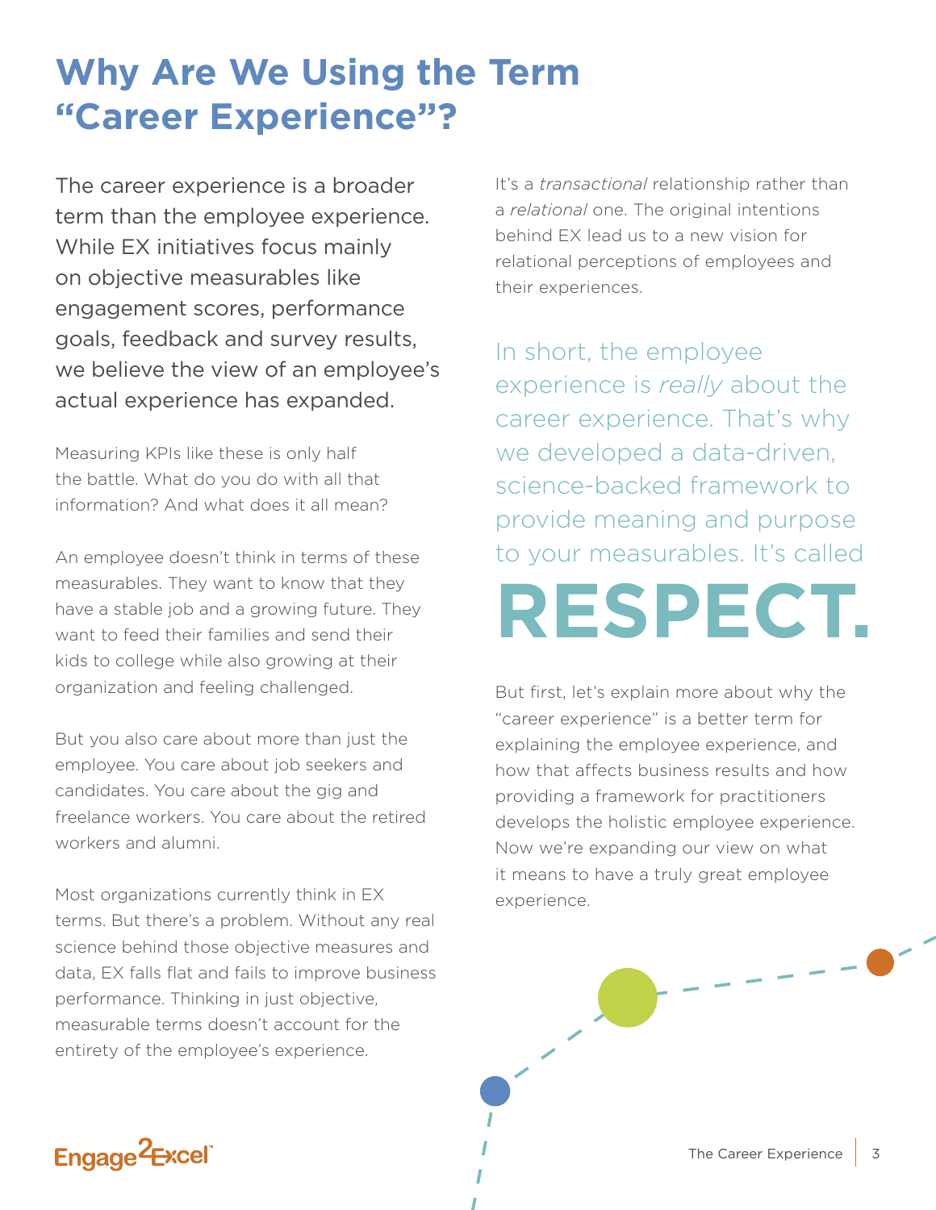# Why Are We Using the Term "Career Experience"?

The career experience is a broader term than the employee experience. While EX initiatives focus mainly on objective measurables like engagement scores, performance goals, feedback and survey results, we believe the view of an employee's actual experience has expanded.

Measuring KPIs like these is only half the battle. What do you do with all that information? And what does it all mean?

An employee doesn't think in terms of these measurables. They want to know that they have a stable job and a growing future. They want to feed their families and send their kids to college while also growing at their organization and feeling challenged.

But you also care about more than just the employee. You care about job seekers and candidates. You care about the gig and freelance workers. You care about the retired workers and alumni.

Most organizations currently think in EX terms. But there's a problem. Without any real science behind those objective measures and data, EX falls flat and fails to improve business performance. Thinking in just objective, measurable terms doesn't account for the entirety of the employee's experience.

It's a *transactional* relationship rather than a *relational* one. The original intentions behind EX lead us to a new vision for relational perceptions of employees and their experiences.

In short, the employee experience is *really* about the career experience. That's why we developed a data-driven, science-backed framework to provide meaning and purpose to your measurables. It's called

**RESPECT.**

But first, let's explain more about why the "career experience" is a better term for explaining the employee experience, and how that affects business results and how providing a framework for practitioners develops the holistic employee experience. Now we're expanding our view on what it means to have a truly great employee experience.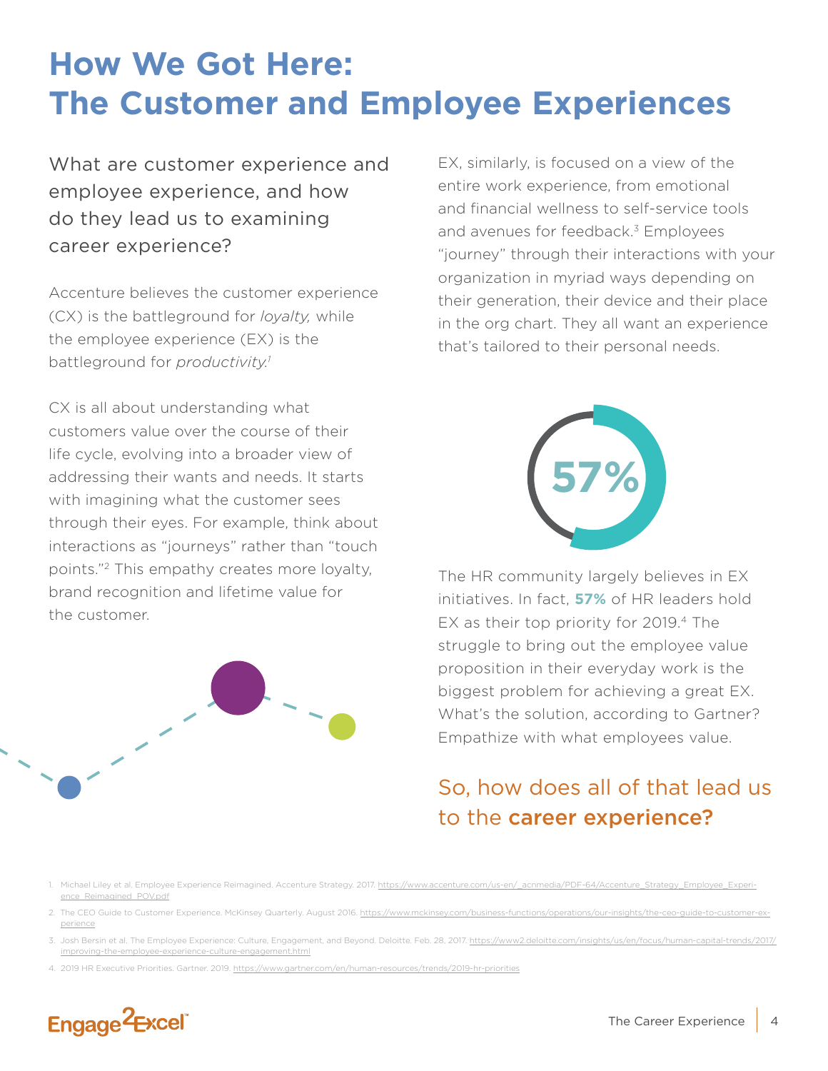# How We Got Here: The Customer and Employee Experiences

## What are customer experience and employee experience, and how do they lead us to examining career experience?

Accenture believes the customer experience (CX) is the battleground for *loyalty,* while the employee experience (EX) is the battleground for *productivity.*[1]

CX is all about understanding what customers value over the course of their life cycle, evolving into a broader view of addressing their wants and needs. It starts with imagining what the customer sees through their eyes. For example, think about interactions as "journeys" rather than "touch points."[2] This empathy creates more loyalty, brand recognition and lifetime value for the customer.

EX, similarly, is focused on a view of the entire work experience, from emotional and financial wellness to self-service tools and avenues for feedback.[3] Employees "journey" through their interactions with your organization in myriad ways depending on their generation, their device and their place in the org chart. They all want an experience that's tailored to their personal needs.

57%

The HR community largely believes in EX initiatives. In fact, **57%** of HR leaders hold EX as their top priority for 2019.[4] The struggle to bring out the employee value proposition in their everyday work is the biggest problem for achieving a great EX. What's the solution, according to Gartner? Empathize with what employees value.

## So, how does all of that lead us to the **career experience?**

1. Michael Liley et al. Employee Experience Reimagined. Accenture Strategy. 2017. https://www.accenture.com/us-en/_acnmedia/PDF-64/Accenture_Strategy_Employee_Experience_Reimagined_POV.pdf
2. The CEO Guide to Customer Experience. McKinsey Quarterly. August 2016. https://www.mckinsey.com/business-functions/operations/our-insights/the-ceo-guide-to-customer-experience
3. Josh Bersin et al. The Employee Experience: Culture, Engagement, and Beyond. Deloitte. Feb. 28, 2017. https://www2.deloitte.com/insights/us/en/focus/human-capital-trends/2017/improving-the-employee-experience-culture-engagement.html
4. 2019 HR Executive Priorities. Gartner. 2019. https://www.gartner.com/en/human-resources/trends/2019-hr-priorities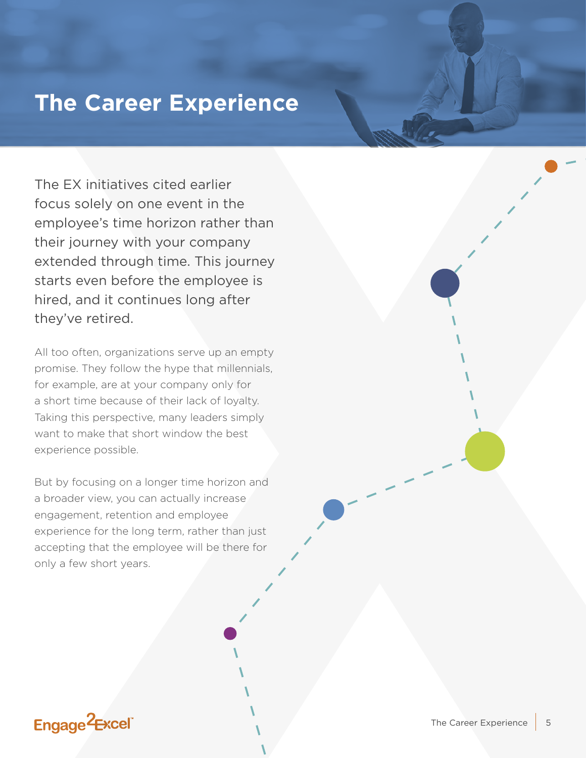# The Career Experience

The EX initiatives cited earlier focus solely on one event in the employee's time horizon rather than their journey with your company extended through time. This journey starts even before the employee is hired, and it continues long after they've retired.

All too often, organizations serve up an empty promise. They follow the hype that millennials, for example, are at your company only for a short time because of their lack of loyalty. Taking this perspective, many leaders simply want to make that short window the best experience possible.

But by focusing on a longer time horizon and a broader view, you can actually increase engagement, retention and employee experience for the long term, rather than just accepting that the employee will be there for only a few short years.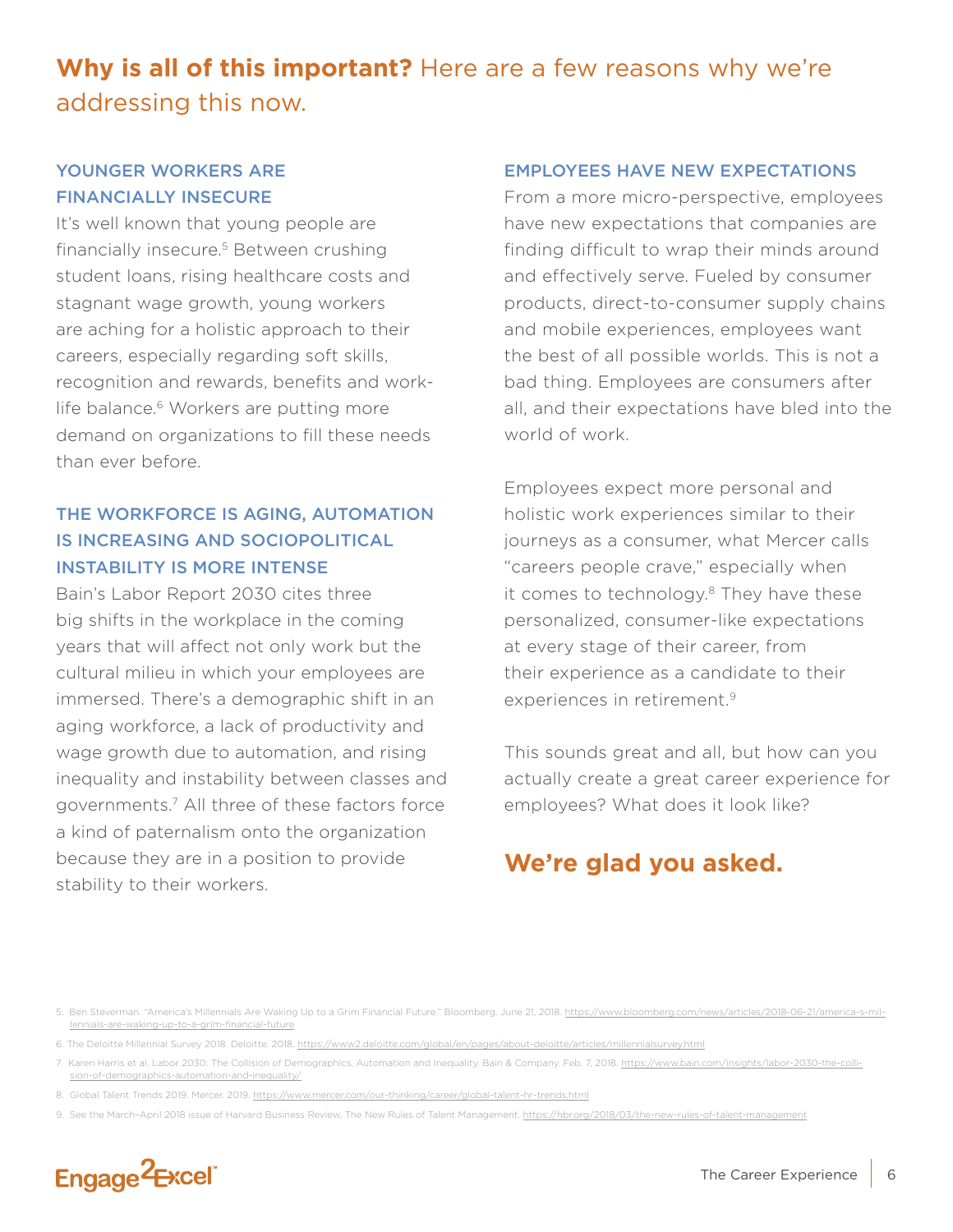## **Why is all of this important?** Here are a few reasons why we're addressing this now.

### YOUNGER WORKERS ARE FINANCIALLY INSECURE

It's well known that young people are financially insecure.[5] Between crushing student loans, rising healthcare costs and stagnant wage growth, young workers are aching for a holistic approach to their careers, especially regarding soft skills, recognition and rewards, benefits and work-life balance.[6] Workers are putting more demand on organizations to fill these needs than ever before.

### THE WORKFORCE IS AGING, AUTOMATION IS INCREASING AND SOCIOPOLITICAL INSTABILITY IS MORE INTENSE

Bain's Labor Report 2030 cites three big shifts in the workplace in the coming years that will affect not only work but the cultural milieu in which your employees are immersed. There's a demographic shift in an aging workforce, a lack of productivity and wage growth due to automation, and rising inequality and instability between classes and governments.[7] All three of these factors force a kind of paternalism onto the organization because they are in a position to provide stability to their workers.

### EMPLOYEES HAVE NEW EXPECTATIONS

From a more micro-perspective, employees have new expectations that companies are finding difficult to wrap their minds around and effectively serve. Fueled by consumer products, direct-to-consumer supply chains and mobile experiences, employees want the best of all possible worlds. This is not a bad thing. Employees are consumers after all, and their expectations have bled into the world of work.

Employees expect more personal and holistic work experiences similar to their journeys as a consumer, what Mercer calls "careers people crave," especially when it comes to technology.[8] They have these personalized, consumer-like expectations at every stage of their career, from their experience as a candidate to their experiences in retirement.[9]

This sounds great and all, but how can you actually create a great career experience for employees? What does it look like?

## **We're glad you asked.**

5. Ben Steverman. "America's Millennials Are Waking Up to a Grim Financial Future." Bloomberg. June 21, 2018. https://www.bloomberg.com/news/articles/2018-06-21/america-s-millennials-are-waking-up-to-a-grim-financial-future

6. The Deloitte Millennial Survey 2018. Deloitte. 2018. https://www2.deloitte.com/global/en/pages/about-deloitte/articles/millennialsurvey.html

7. Karen Harris et al. Labor 2030: The Collision of Demographics, Automation and Inequality. Bain & Company. Feb. 7, 2018. https://www.bain.com/insights/labor-2030-the-collision-of-demographics-automation-and-inequality/

8. Global Talent Trends 2019. Mercer. 2019. https://www.mercer.com/our-thinking/career/global-talent-hr-trends.html

9. See the March–April 2018 issue of Harvard Business Review, The New Rules of Talent Management. https://hbr.org/2018/03/the-new-rules-of-talent-management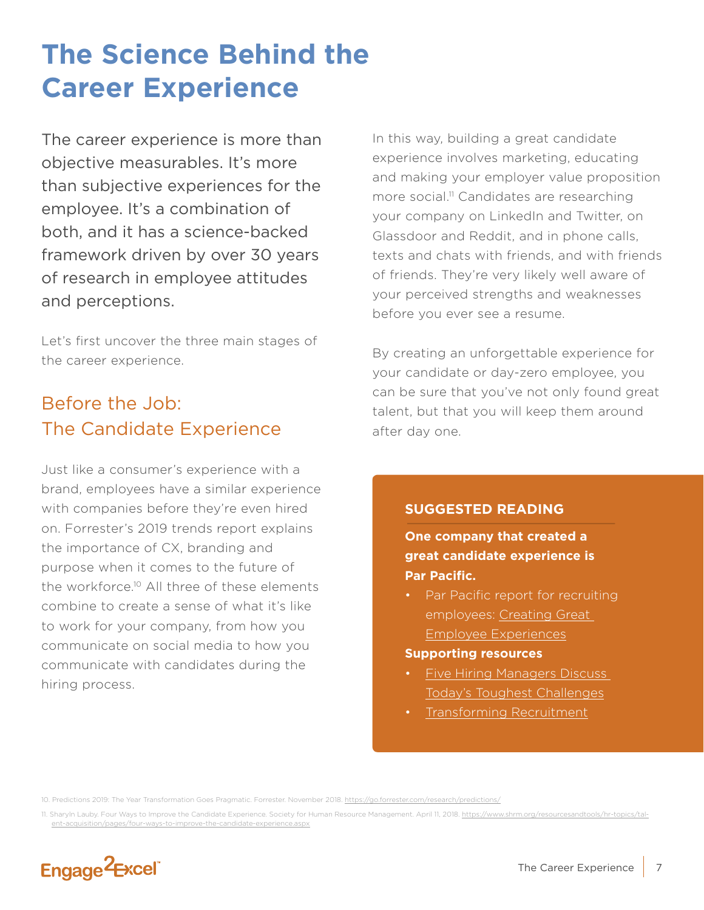# The Science Behind the Career Experience

The career experience is more than objective measurables. It's more than subjective experiences for the employee. It's a combination of both, and it has a science-backed framework driven by over 30 years of research in employee attitudes and perceptions.

Let's first uncover the three main stages of the career experience.

## Before the Job: The Candidate Experience

Just like a consumer's experience with a brand, employees have a similar experience with companies before they're even hired on. Forrester's 2019 trends report explains the importance of CX, branding and purpose when it comes to the future of the workforce.[10] All three of these elements combine to create a sense of what it's like to work for your company, from how you communicate on social media to how you communicate with candidates during the hiring process.

In this way, building a great candidate experience involves marketing, educating and making your employer value proposition more social.[11] Candidates are researching your company on LinkedIn and Twitter, on Glassdoor and Reddit, and in phone calls, texts and chats with friends, and with friends of friends. They're very likely well aware of your perceived strengths and weaknesses before you ever see a resume.

By creating an unforgettable experience for your candidate or day-zero employee, you can be sure that you've not only found great talent, but that you will keep them around after day one.

**SUGGESTED READING**

**One company that created a great candidate experience is Par Pacific.**

- Par Pacific report for recruiting employees: Creating Great Employee Experiences

**Supporting resources**

- Five Hiring Managers Discuss Today's Toughest Challenges
- Transforming Recruitment

10. Predictions 2019: The Year Transformation Goes Pragmatic. Forrester. November 2018. https://go.forrester.com/research/predictions/

11. Sharyln Lauby. Four Ways to Improve the Candidate Experience. Society for Human Resource Management. April 11, 2018. https://www.shrm.org/resourcesandtools/hr-topics/talent-acquisition/pages/four-ways-to-improve-the-candidate-experience.aspx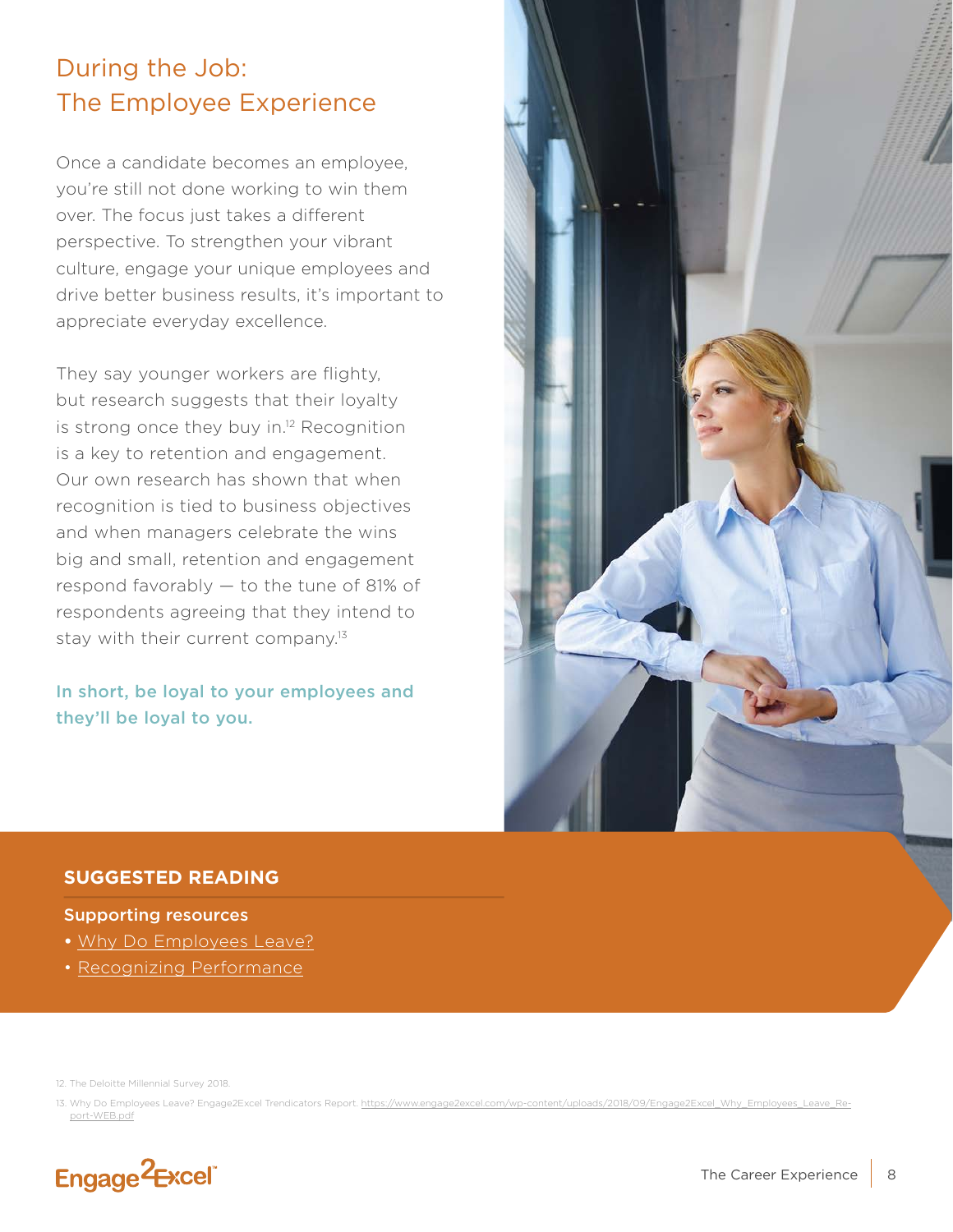## During the Job: The Employee Experience

Once a candidate becomes an employee, you're still not done working to win them over. The focus just takes a different perspective. To strengthen your vibrant culture, engage your unique employees and drive better business results, it's important to appreciate everyday excellence.

They say younger workers are flighty, but research suggests that their loyalty is strong once they buy in.[12] Recognition is a key to retention and engagement. Our own research has shown that when recognition is tied to business objectives and when managers celebrate the wins big and small, retention and engagement respond favorably — to the tune of 81% of respondents agreeing that they intend to stay with their current company.[13]

**In short, be loyal to your employees and they'll be loyal to you.**

### SUGGESTED READING

**Supporting resources**

- Why Do Employees Leave?
- Recognizing Performance

12. The Deloitte Millennial Survey 2018.

13. Why Do Employees Leave? Engage2Excel Trendicators Report. https://www.engage2excel.com/wp-content/uploads/2018/09/Engage2Excel_Why_Employees_Leave_Report-WEB.pdf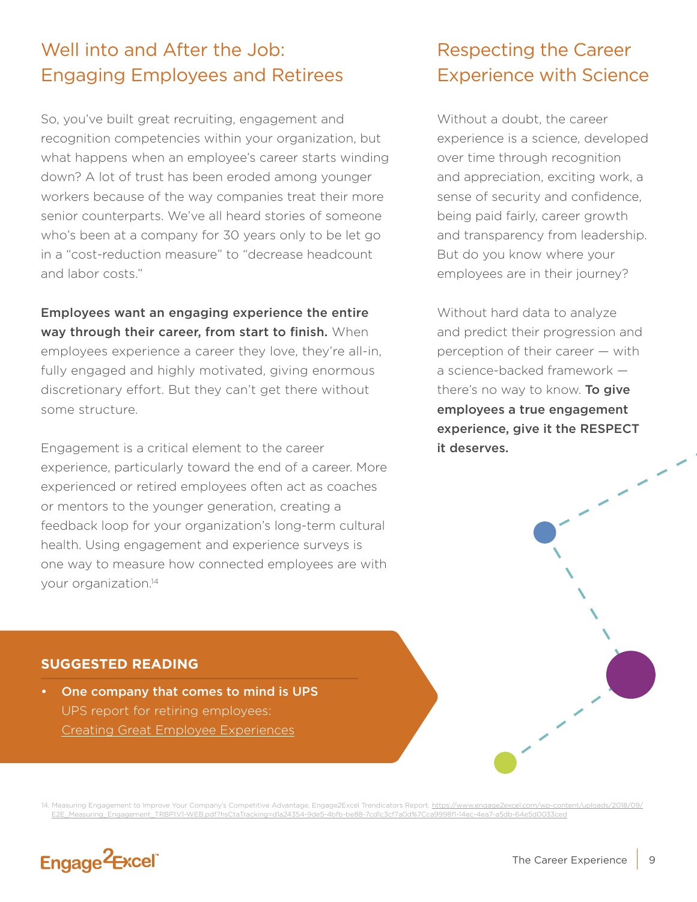## Well into and After the Job: Engaging Employees and Retirees

So, you've built great recruiting, engagement and recognition competencies within your organization, but what happens when an employee's career starts winding down? A lot of trust has been eroded among younger workers because of the way companies treat their more senior counterparts. We've all heard stories of someone who's been at a company for 30 years only to be let go in a "cost-reduction measure" to "decrease headcount and labor costs."

**Employees want an engaging experience the entire way through their career, from start to finish.** When employees experience a career they love, they're all-in, fully engaged and highly motivated, giving enormous discretionary effort. But they can't get there without some structure.

Engagement is a critical element to the career experience, particularly toward the end of a career. More experienced or retired employees often act as coaches or mentors to the younger generation, creating a feedback loop for your organization's long-term cultural health. Using engagement and experience surveys is one way to measure how connected employees are with your organization.[14]

### SUGGESTED READING

- **One company that comes to mind is UPS**
  UPS report for retiring employees:
  Creating Great Employee Experiences

## Respecting the Career Experience with Science

Without a doubt, the career experience is a science, developed over time through recognition and appreciation, exciting work, a sense of security and confidence, being paid fairly, career growth and transparency from leadership. But do you know where your employees are in their journey?

Without hard data to analyze and predict their progression and perception of their career — with a science-backed framework — there's no way to know. **To give employees a true engagement experience, give it the RESPECT it deserves.**

14. Measuring Engagement to Improve Your Company's Competitive Advantage. Engage2Excel Trendicators Report. https://www.engage2excel.com/wp-content/uploads/2018/09/E2E_Measuring_Engagement_TRBP1.V1-WEB.pdf?hsCtaTracking=d1a24354-9de5-4bfb-be88-7cd1c3cf7a0d%7Cca9998f1-14ec-4ea7-a5db-64e5d0033ced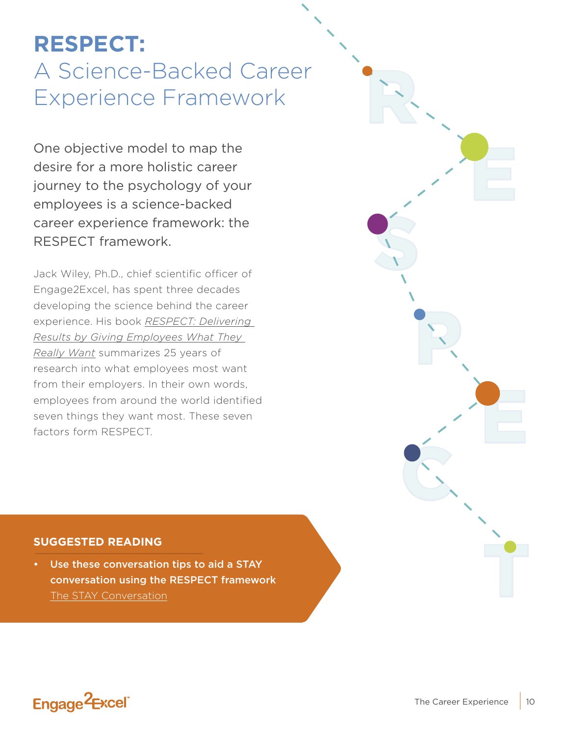# RESPECT:
## A Science-Backed Career Experience Framework

One objective model to map the desire for a more holistic career journey to the psychology of your employees is a science-backed career experience framework: the RESPECT framework.

Jack Wiley, Ph.D., chief scientific officer of Engage2Excel, has spent three decades developing the science behind the career experience. His book *RESPECT: Delivering Results by Giving Employees What They Really Want* summarizes 25 years of research into what employees most want from their employers. In their own words, employees from around the world identified seven things they want most. These seven factors form RESPECT.

**SUGGESTED READING**

- **Use these conversation tips to aid a STAY conversation using the RESPECT framework**
  The STAY Conversation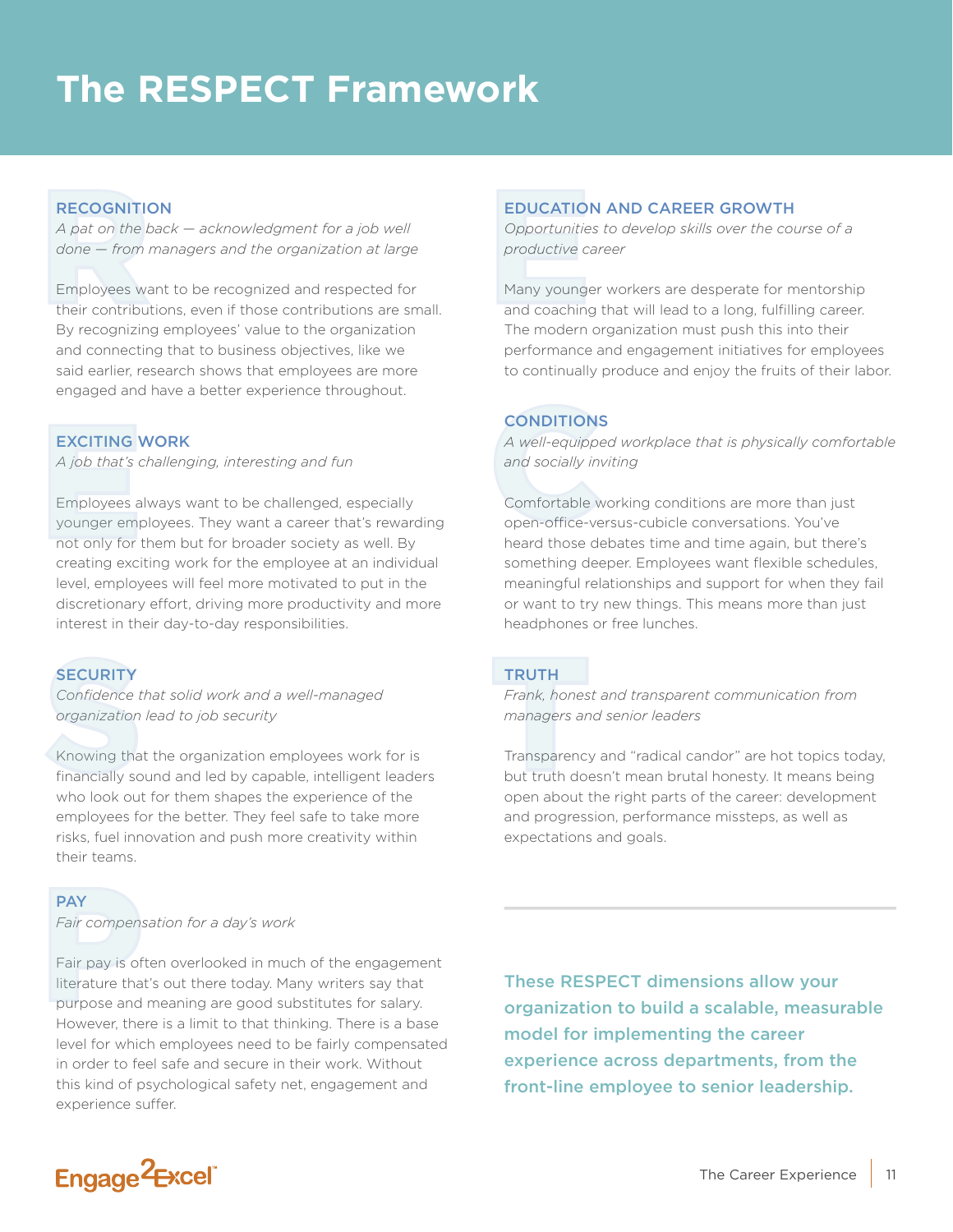# The RESPECT Framework

### RECOGNITION

*A pat on the back — acknowledgment for a job well done — from managers and the organization at large*

Employees want to be recognized and respected for their contributions, even if those contributions are small. By recognizing employees' value to the organization and connecting that to business objectives, like we said earlier, research shows that employees are more engaged and have a better experience throughout.

### EXCITING WORK

*A job that's challenging, interesting and fun*

Employees always want to be challenged, especially younger employees. They want a career that's rewarding not only for them but for broader society as well. By creating exciting work for the employee at an individual level, employees will feel more motivated to put in the discretionary effort, driving more productivity and more interest in their day-to-day responsibilities.

### SECURITY

*Confidence that solid work and a well-managed organization lead to job security*

Knowing that the organization employees work for is financially sound and led by capable, intelligent leaders who look out for them shapes the experience of the employees for the better. They feel safe to take more risks, fuel innovation and push more creativity within their teams.

### PAY

*Fair compensation for a day's work*

Fair pay is often overlooked in much of the engagement literature that's out there today. Many writers say that purpose and meaning are good substitutes for salary. However, there is a limit to that thinking. There is a base level for which employees need to be fairly compensated in order to feel safe and secure in their work. Without this kind of psychological safety net, engagement and experience suffer.

### EDUCATION AND CAREER GROWTH

*Opportunities to develop skills over the course of a productive career*

Many younger workers are desperate for mentorship and coaching that will lead to a long, fulfilling career. The modern organization must push this into their performance and engagement initiatives for employees to continually produce and enjoy the fruits of their labor.

### CONDITIONS

*A well-equipped workplace that is physically comfortable and socially inviting*

Comfortable working conditions are more than just open-office-versus-cubicle conversations. You've heard those debates time and time again, but there's something deeper. Employees want flexible schedules, meaningful relationships and support for when they fail or want to try new things. This means more than just headphones or free lunches.

### TRUTH

*Frank, honest and transparent communication from managers and senior leaders*

Transparency and "radical candor" are hot topics today, but truth doesn't mean brutal honesty. It means being open about the right parts of the career: development and progression, performance missteps, as well as expectations and goals.

---

**These RESPECT dimensions allow your organization to build a scalable, measurable model for implementing the career experience across departments, from the front-line employee to senior leadership.**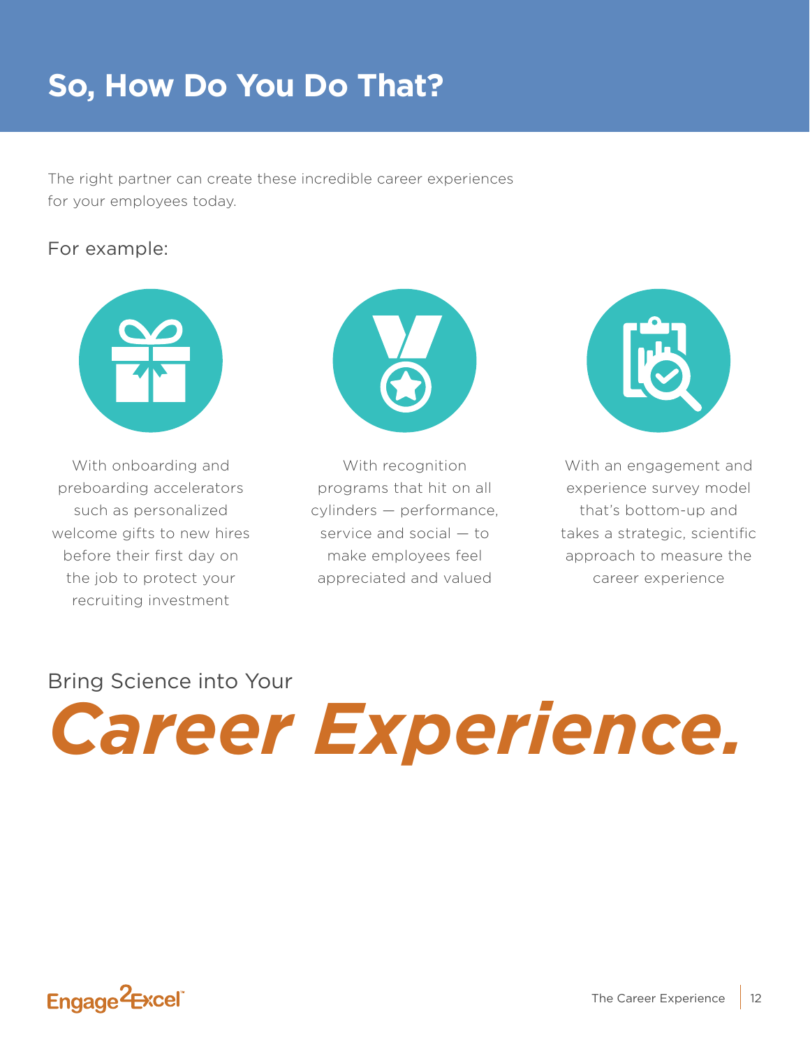# So, How Do You Do That?

The right partner can create these incredible career experiences for your employees today.

For example:

- With onboarding and preboarding accelerators such as personalized welcome gifts to new hires before their first day on the job to protect your recruiting investment
- With recognition programs that hit on all cylinders — performance, service and social — to make employees feel appreciated and valued
- With an engagement and experience survey model that's bottom-up and takes a strategic, scientific approach to measure the career experience

Bring Science into Your

## ***Career Experience.***

Engage2Excel™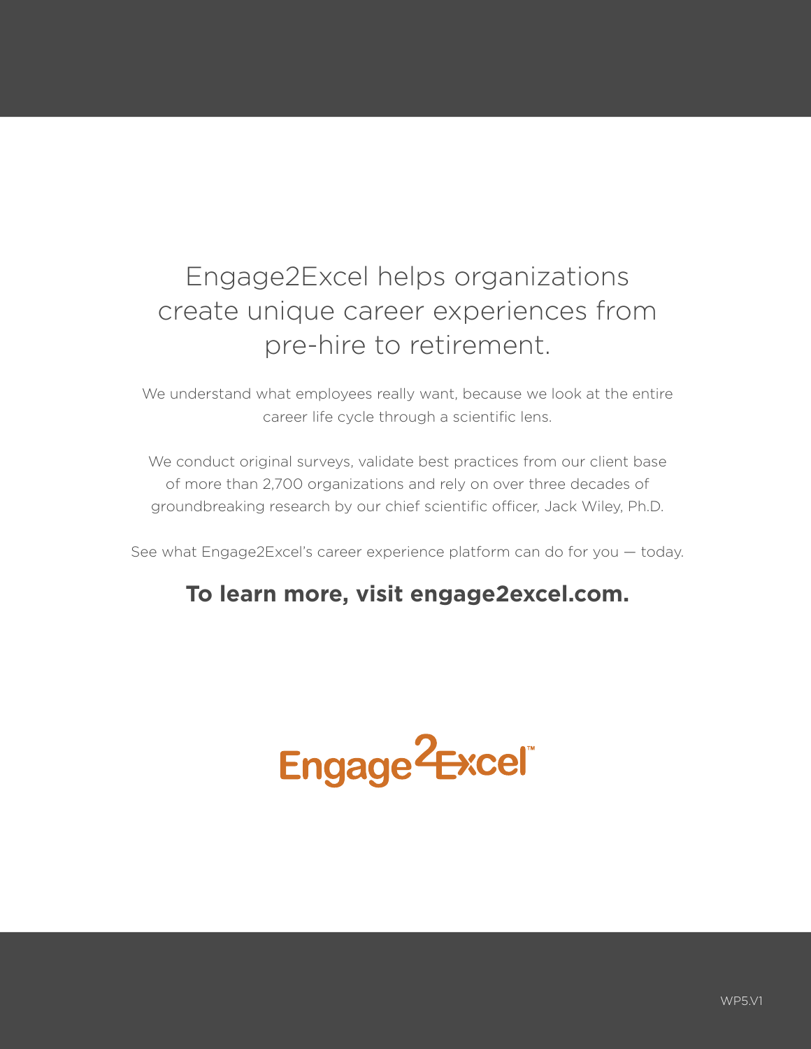# Engage2Excel helps organizations create unique career experiences from pre-hire to retirement.

We understand what employees really want, because we look at the entire career life cycle through a scientific lens.

We conduct original surveys, validate best practices from our client base of more than 2,700 organizations and rely on over three decades of groundbreaking research by our chief scientific officer, Jack Wiley, Ph.D.

See what Engage2Excel's career experience platform can do for you — today.

**To learn more, visit engage2excel.com.**

Engage2Excel™

WP5.V1